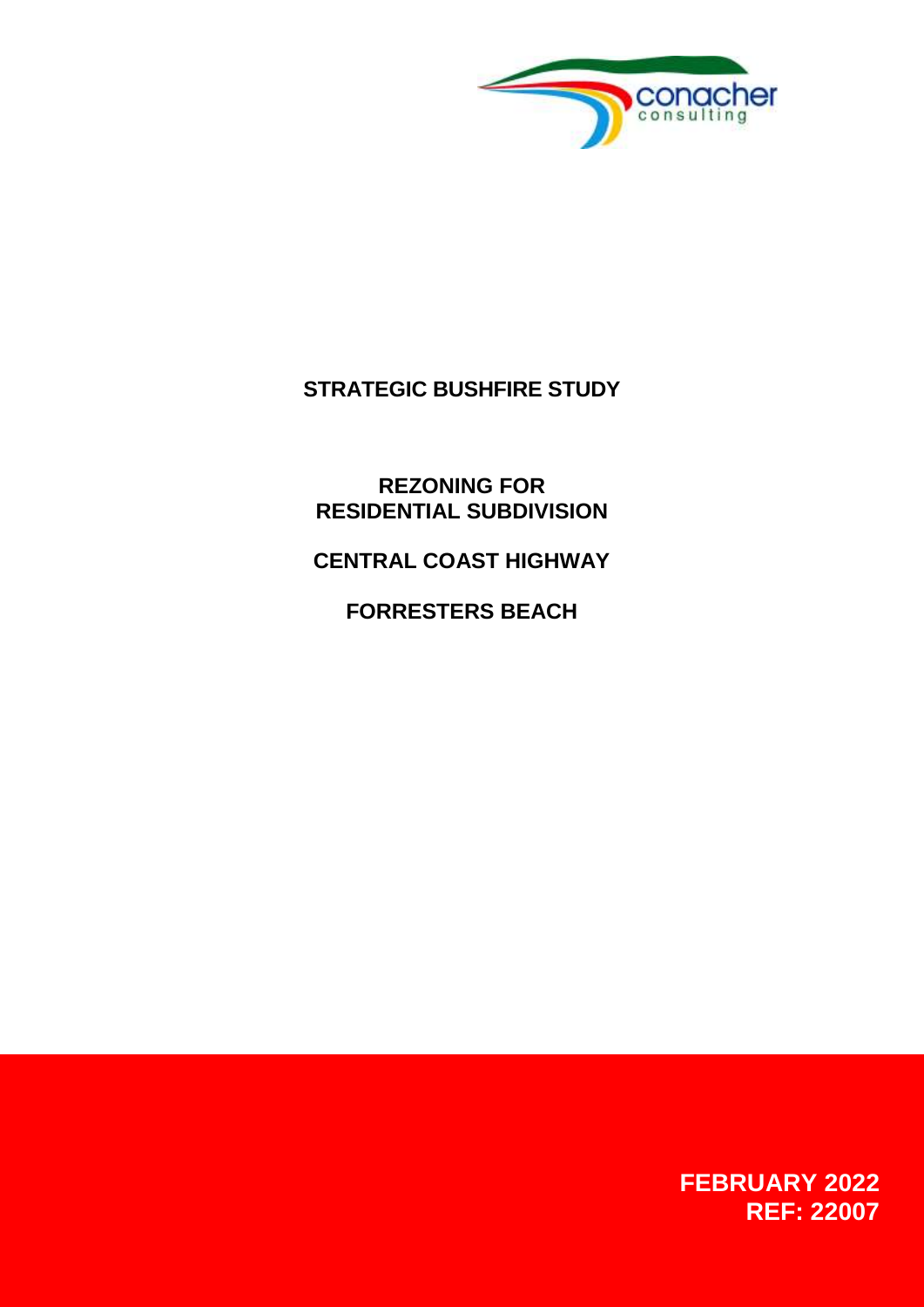# STRATEGIC BUSHFIRE STUDY

## REZONING FOR RESIDENTIAL SUBDIVISION

## CENTRAL COAST HIGHWAY

## FORRESTERS BEACH

**FEBRUARY 2022**
**REF: 22007**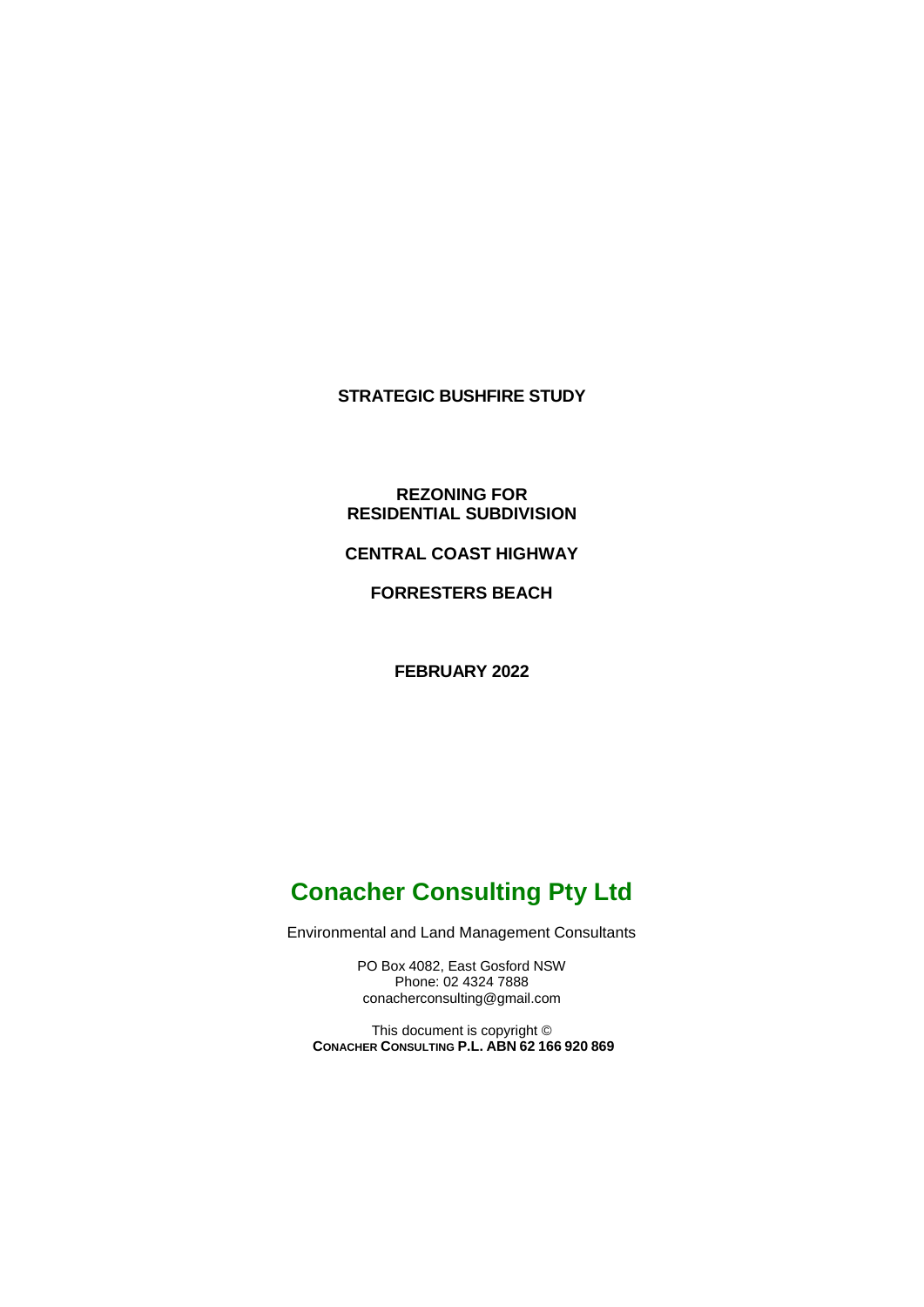**STRATEGIC BUSHFIRE STUDY**

**REZONING FOR RESIDENTIAL SUBDIVISION**

**CENTRAL COAST HIGHWAY**

**FORRESTERS BEACH**

**FEBRUARY 2022**

## Conacher Consulting Pty Ltd

Environmental and Land Management Consultants

PO Box 4082, East Gosford NSW
Phone: 02 4324 7888
conacherconsulting@gmail.com

This document is copyright ©
**CONACHER CONSULTING P.L. ABN 62 166 920 869**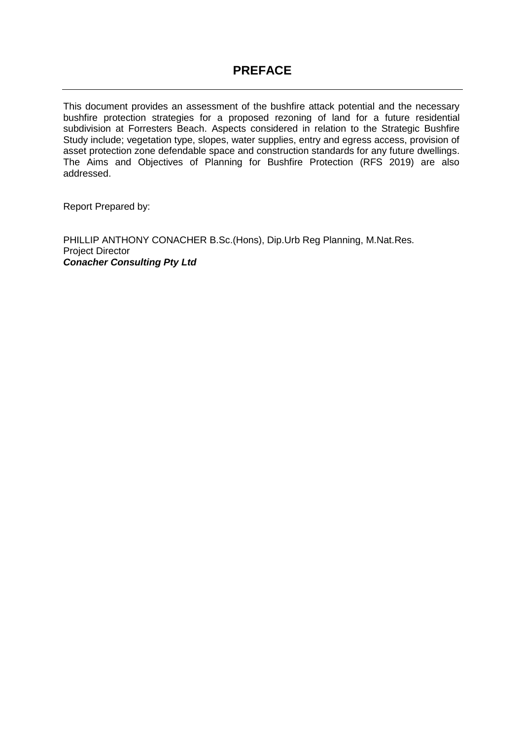# PREFACE

---

This document provides an assessment of the bushfire attack potential and the necessary bushfire protection strategies for a proposed rezoning of land for a future residential subdivision at Forresters Beach. Aspects considered in relation to the Strategic Bushfire Study include; vegetation type, slopes, water supplies, entry and egress access, provision of asset protection zone defendable space and construction standards for any future dwellings. The Aims and Objectives of Planning for Bushfire Protection (RFS 2019) are also addressed.

Report Prepared by:

PHILLIP ANTHONY CONACHER B.Sc.(Hons), Dip.Urb Reg Planning, M.Nat.Res.
Project Director
***Conacher Consulting Pty Ltd***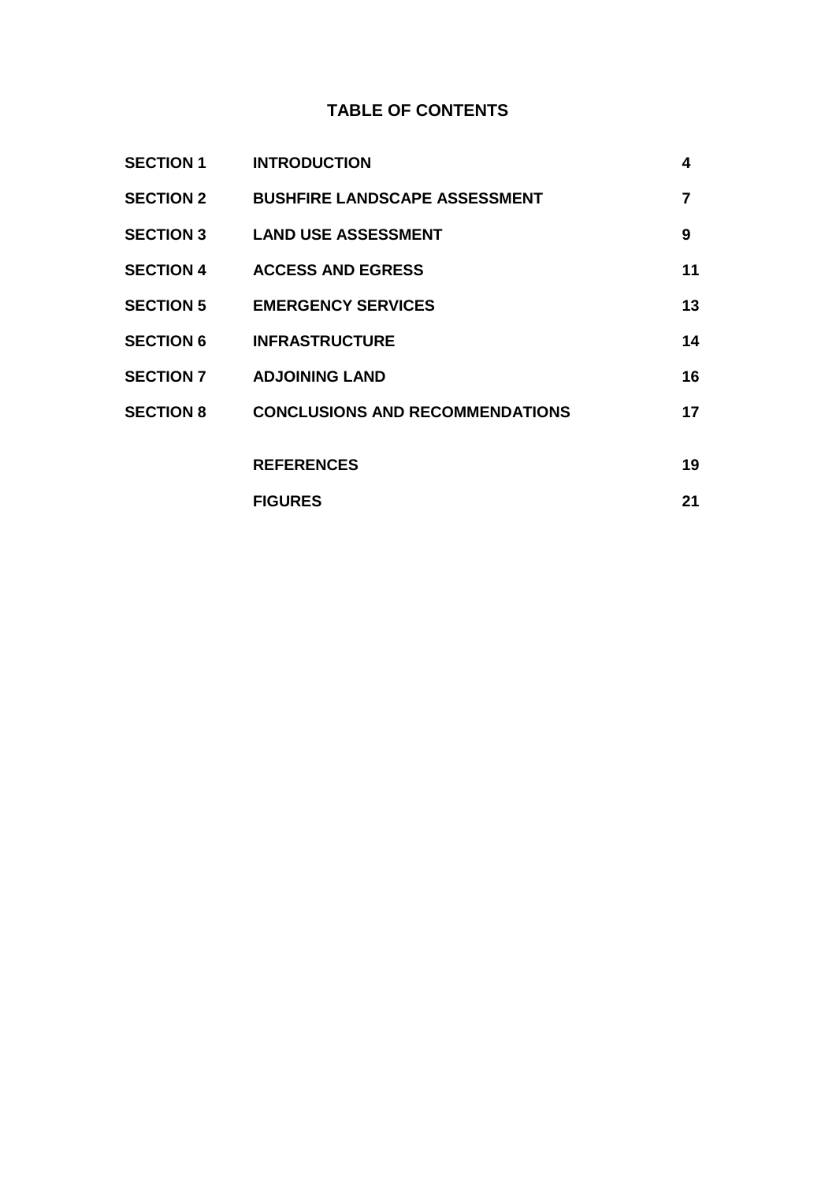## TABLE OF CONTENTS

| | | |
|---|---|---|
| **SECTION 1** | **INTRODUCTION** | **4** |
| **SECTION 2** | **BUSHFIRE LANDSCAPE ASSESSMENT** | **7** |
| **SECTION 3** | **LAND USE ASSESSMENT** | **9** |
| **SECTION 4** | **ACCESS AND EGRESS** | **11** |
| **SECTION 5** | **EMERGENCY SERVICES** | **13** |
| **SECTION 6** | **INFRASTRUCTURE** | **14** |
| **SECTION 7** | **ADJOINING LAND** | **16** |
| **SECTION 8** | **CONCLUSIONS AND RECOMMENDATIONS** | **17** |
| | **REFERENCES** | **19** |
| | **FIGURES** | **21** |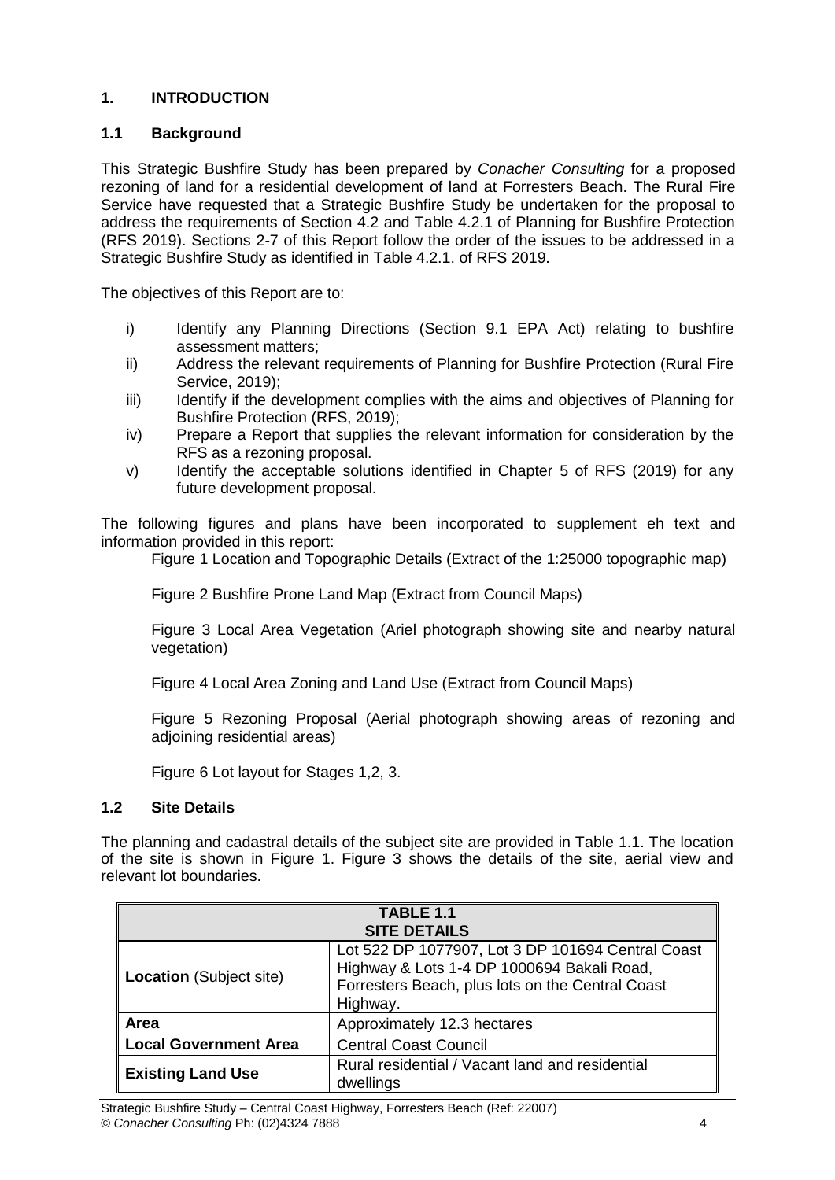## 1. INTRODUCTION

### 1.1 Background

This Strategic Bushfire Study has been prepared by *Conacher Consulting* for a proposed rezoning of land for a residential development of land at Forresters Beach. The Rural Fire Service have requested that a Strategic Bushfire Study be undertaken for the proposal to address the requirements of Section 4.2 and Table 4.2.1 of Planning for Bushfire Protection (RFS 2019). Sections 2-7 of this Report follow the order of the issues to be addressed in a Strategic Bushfire Study as identified in Table 4.2.1. of RFS 2019.

The objectives of this Report are to:

i) Identify any Planning Directions (Section 9.1 EPA Act) relating to bushfire assessment matters;
ii) Address the relevant requirements of Planning for Bushfire Protection (Rural Fire Service, 2019);
iii) Identify if the development complies with the aims and objectives of Planning for Bushfire Protection (RFS, 2019);
iv) Prepare a Report that supplies the relevant information for consideration by the RFS as a rezoning proposal.
v) Identify the acceptable solutions identified in Chapter 5 of RFS (2019) for any future development proposal.

The following figures and plans have been incorporated to supplement eh text and information provided in this report:

Figure 1 Location and Topographic Details (Extract of the 1:25000 topographic map)

Figure 2 Bushfire Prone Land Map (Extract from Council Maps)

Figure 3 Local Area Vegetation (Ariel photograph showing site and nearby natural vegetation)

Figure 4 Local Area Zoning and Land Use (Extract from Council Maps)

Figure 5 Rezoning Proposal (Aerial photograph showing areas of rezoning and adjoining residential areas)

Figure 6 Lot layout for Stages 1,2, 3.

### 1.2 Site Details

The planning and cadastral details of the subject site are provided in Table 1.1. The location of the site is shown in Figure 1. Figure 3 shows the details of the site, aerial view and relevant lot boundaries.

| TABLE 1.1<br>SITE DETAILS | |
|---|---|
| **Location** (Subject site) | Lot 522 DP 1077907, Lot 3 DP 101694 Central Coast Highway & Lots 1-4 DP 1000694 Bakali Road, Forresters Beach, plus lots on the Central Coast Highway. |
| **Area** | Approximately 12.3 hectares |
| **Local Government Area** | Central Coast Council |
| **Existing Land Use** | Rural residential / Vacant land and residential dwellings |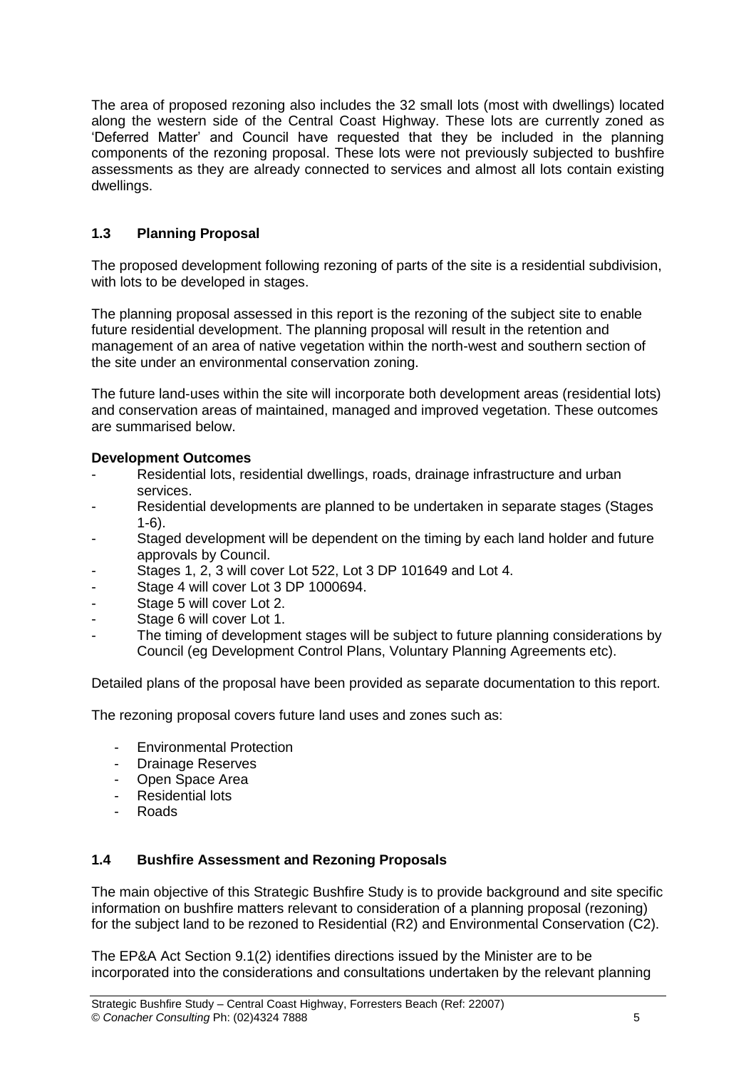The area of proposed rezoning also includes the 32 small lots (most with dwellings) located along the western side of the Central Coast Highway. These lots are currently zoned as 'Deferred Matter' and Council have requested that they be included in the planning components of the rezoning proposal. These lots were not previously subjected to bushfire assessments as they are already connected to services and almost all lots contain existing dwellings.

### 1.3 Planning Proposal

The proposed development following rezoning of parts of the site is a residential subdivision, with lots to be developed in stages.

The planning proposal assessed in this report is the rezoning of the subject site to enable future residential development. The planning proposal will result in the retention and management of an area of native vegetation within the north-west and southern section of the site under an environmental conservation zoning.

The future land-uses within the site will incorporate both development areas (residential lots) and conservation areas of maintained, managed and improved vegetation. These outcomes are summarised below.

**Development Outcomes**

- Residential lots, residential dwellings, roads, drainage infrastructure and urban services.
- Residential developments are planned to be undertaken in separate stages (Stages 1-6).
- Staged development will be dependent on the timing by each land holder and future approvals by Council.
- Stages 1, 2, 3 will cover Lot 522, Lot 3 DP 101649 and Lot 4.
- Stage 4 will cover Lot 3 DP 1000694.
- Stage 5 will cover Lot 2.
- Stage 6 will cover Lot 1.
- The timing of development stages will be subject to future planning considerations by Council (eg Development Control Plans, Voluntary Planning Agreements etc).

Detailed plans of the proposal have been provided as separate documentation to this report.

The rezoning proposal covers future land uses and zones such as:

- Environmental Protection
- Drainage Reserves
- Open Space Area
- Residential lots
- Roads

### 1.4 Bushfire Assessment and Rezoning Proposals

The main objective of this Strategic Bushfire Study is to provide background and site specific information on bushfire matters relevant to consideration of a planning proposal (rezoning) for the subject land to be rezoned to Residential (R2) and Environmental Conservation (C2).

The EP&A Act Section 9.1(2) identifies directions issued by the Minister are to be incorporated into the considerations and consultations undertaken by the relevant planning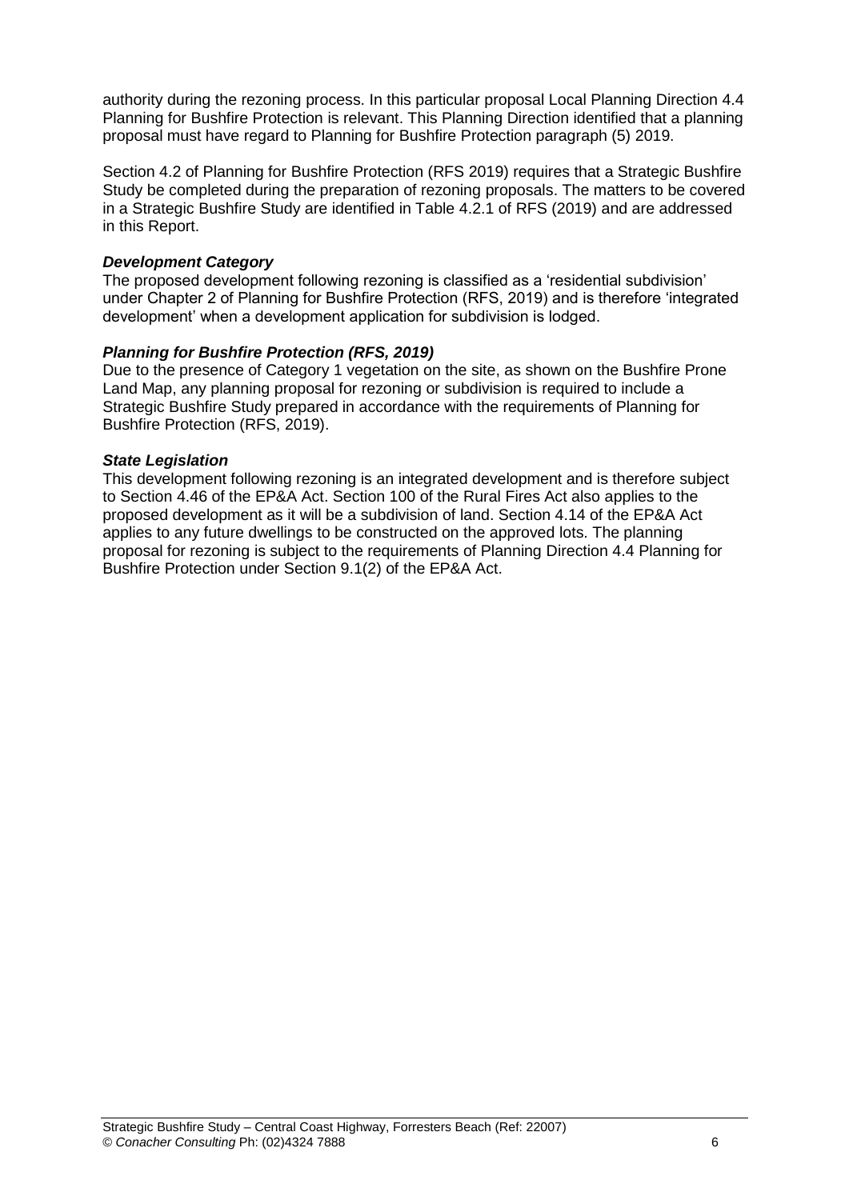authority during the rezoning process. In this particular proposal Local Planning Direction 4.4 Planning for Bushfire Protection is relevant. This Planning Direction identified that a planning proposal must have regard to Planning for Bushfire Protection paragraph (5) 2019.

Section 4.2 of Planning for Bushfire Protection (RFS 2019) requires that a Strategic Bushfire Study be completed during the preparation of rezoning proposals. The matters to be covered in a Strategic Bushfire Study are identified in Table 4.2.1 of RFS (2019) and are addressed in this Report.

***Development Category***

The proposed development following rezoning is classified as a 'residential subdivision' under Chapter 2 of Planning for Bushfire Protection (RFS, 2019) and is therefore 'integrated development' when a development application for subdivision is lodged.

***Planning for Bushfire Protection (RFS, 2019)***

Due to the presence of Category 1 vegetation on the site, as shown on the Bushfire Prone Land Map, any planning proposal for rezoning or subdivision is required to include a Strategic Bushfire Study prepared in accordance with the requirements of Planning for Bushfire Protection (RFS, 2019).

***State Legislation***

This development following rezoning is an integrated development and is therefore subject to Section 4.46 of the EP&A Act. Section 100 of the Rural Fires Act also applies to the proposed development as it will be a subdivision of land. Section 4.14 of the EP&A Act applies to any future dwellings to be constructed on the approved lots. The planning proposal for rezoning is subject to the requirements of Planning Direction 4.4 Planning for Bushfire Protection under Section 9.1(2) of the EP&A Act.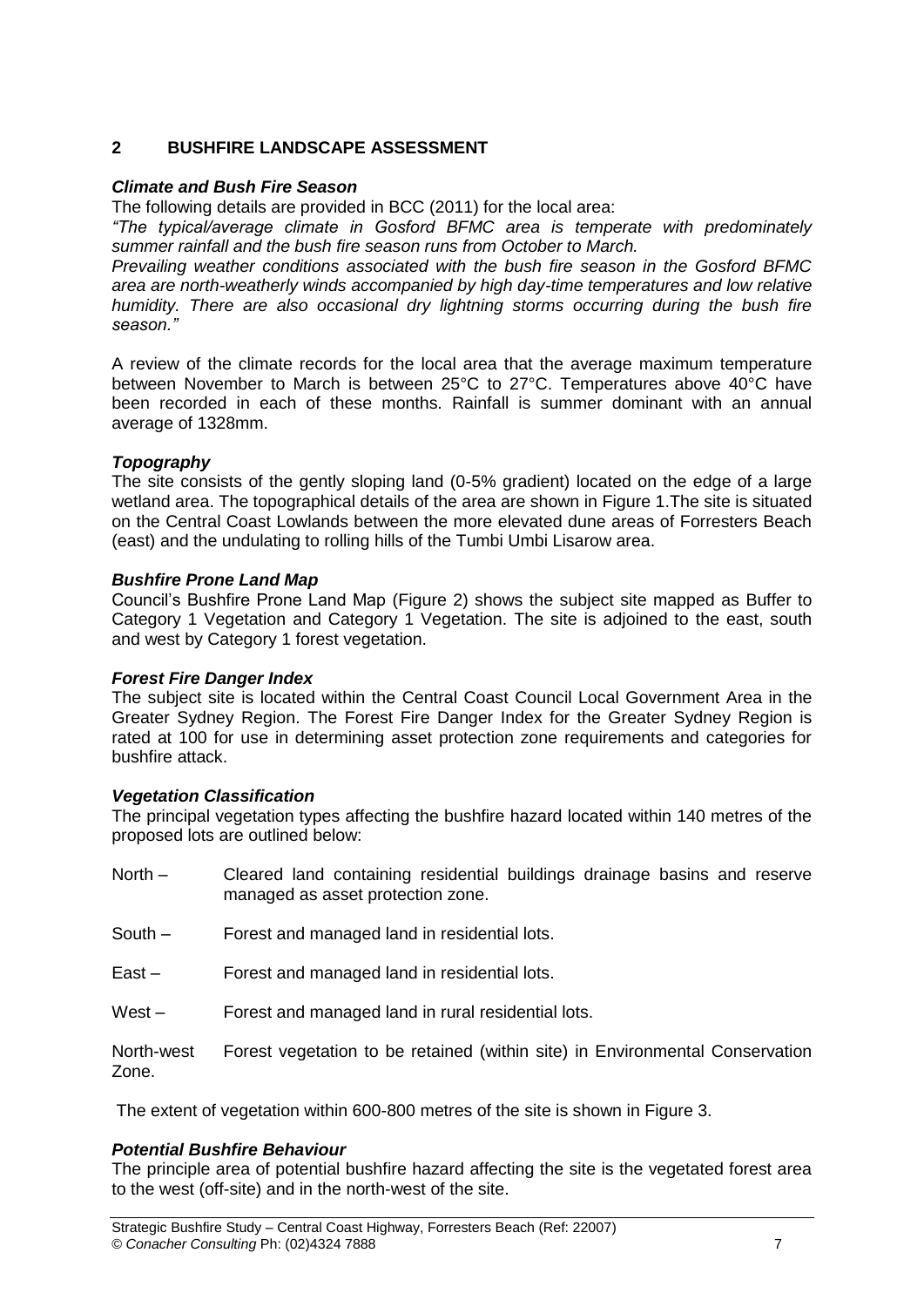## 2 BUSHFIRE LANDSCAPE ASSESSMENT

***Climate and Bush Fire Season***

The following details are provided in BCC (2011) for the local area:

*"The typical/average climate in Gosford BFMC area is temperate with predominately summer rainfall and the bush fire season runs from October to March.*

*Prevailing weather conditions associated with the bush fire season in the Gosford BFMC area are north-weatherly winds accompanied by high day-time temperatures and low relative humidity. There are also occasional dry lightning storms occurring during the bush fire season."*

A review of the climate records for the local area that the average maximum temperature between November to March is between 25°C to 27°C. Temperatures above 40°C have been recorded in each of these months. Rainfall is summer dominant with an annual average of 1328mm.

***Topography***

The site consists of the gently sloping land (0-5% gradient) located on the edge of a large wetland area. The topographical details of the area are shown in Figure 1.The site is situated on the Central Coast Lowlands between the more elevated dune areas of Forresters Beach (east) and the undulating to rolling hills of the Tumbi Umbi Lisarow area.

***Bushfire Prone Land Map***

Council's Bushfire Prone Land Map (Figure 2) shows the subject site mapped as Buffer to Category 1 Vegetation and Category 1 Vegetation. The site is adjoined to the east, south and west by Category 1 forest vegetation.

***Forest Fire Danger Index***

The subject site is located within the Central Coast Council Local Government Area in the Greater Sydney Region. The Forest Fire Danger Index for the Greater Sydney Region is rated at 100 for use in determining asset protection zone requirements and categories for bushfire attack.

***Vegetation Classification***

The principal vegetation types affecting the bushfire hazard located within 140 metres of the proposed lots are outlined below:

North – Cleared land containing residential buildings drainage basins and reserve managed as asset protection zone.

South – Forest and managed land in residential lots.

East – Forest and managed land in residential lots.

West – Forest and managed land in rural residential lots.

North-west Zone. Forest vegetation to be retained (within site) in Environmental Conservation

The extent of vegetation within 600-800 metres of the site is shown in Figure 3.

***Potential Bushfire Behaviour***

The principle area of potential bushfire hazard affecting the site is the vegetated forest area to the west (off-site) and in the north-west of the site.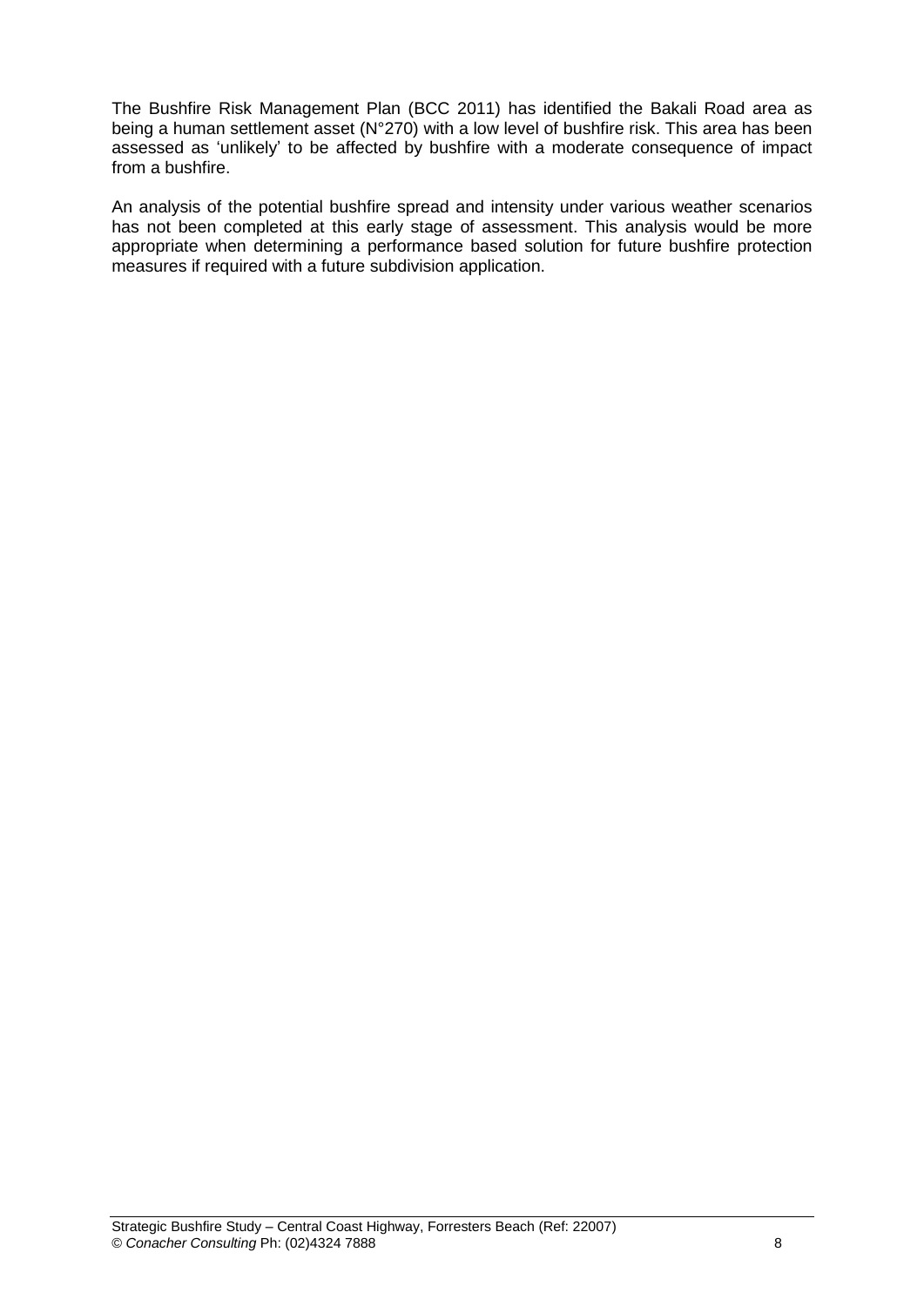The Bushfire Risk Management Plan (BCC 2011) has identified the Bakali Road area as being a human settlement asset (N°270) with a low level of bushfire risk. This area has been assessed as 'unlikely' to be affected by bushfire with a moderate consequence of impact from a bushfire.

An analysis of the potential bushfire spread and intensity under various weather scenarios has not been completed at this early stage of assessment. This analysis would be more appropriate when determining a performance based solution for future bushfire protection measures if required with a future subdivision application.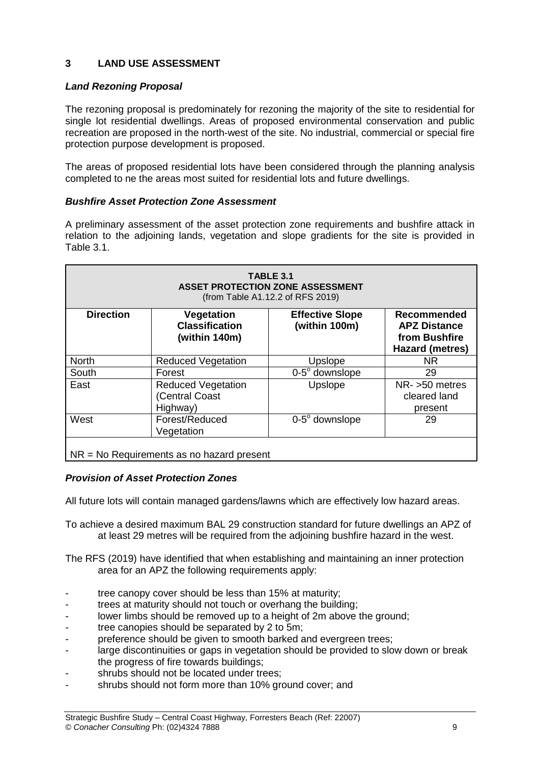## 3 LAND USE ASSESSMENT

### *Land Rezoning Proposal*

The rezoning proposal is predominately for rezoning the majority of the site to residential for single lot residential dwellings. Areas of proposed environmental conservation and public recreation are proposed in the north-west of the site. No industrial, commercial or special fire protection purpose development is proposed.

The areas of proposed residential lots have been considered through the planning analysis completed to ne the areas most suited for residential lots and future dwellings.

### *Bushfire Asset Protection Zone Assessment*

A preliminary assessment of the asset protection zone requirements and bushfire attack in relation to the adjoining lands, vegetation and slope gradients for the site is provided in Table 3.1.

**TABLE 3.1**
**ASSET PROTECTION ZONE ASSESSMENT**
(from Table A1.12.2 of RFS 2019)

| Direction | Vegetation Classification (within 140m) | Effective Slope (within 100m) | Recommended APZ Distance from Bushfire Hazard (metres) |
|---|---|---|---|
| North | Reduced Vegetation | Upslope | NR |
| South | Forest | 0-5° downslope | 29 |
| East | Reduced Vegetation (Central Coast Highway) | Upslope | NR- >50 metres cleared land present |
| West | Forest/Reduced Vegetation | 0-5° downslope | 29 |

NR = No Requirements as no hazard present

### *Provision of Asset Protection Zones*

All future lots will contain managed gardens/lawns which are effectively low hazard areas.

To achieve a desired maximum BAL 29 construction standard for future dwellings an APZ of at least 29 metres will be required from the adjoining bushfire hazard in the west.

The RFS (2019) have identified that when establishing and maintaining an inner protection area for an APZ the following requirements apply:

- tree canopy cover should be less than 15% at maturity;
- trees at maturity should not touch or overhang the building;
- lower limbs should be removed up to a height of 2m above the ground;
- tree canopies should be separated by 2 to 5m;
- preference should be given to smooth barked and evergreen trees;
- large discontinuities or gaps in vegetation should be provided to slow down or break the progress of fire towards buildings;
- shrubs should not be located under trees;
- shrubs should not form more than 10% ground cover; and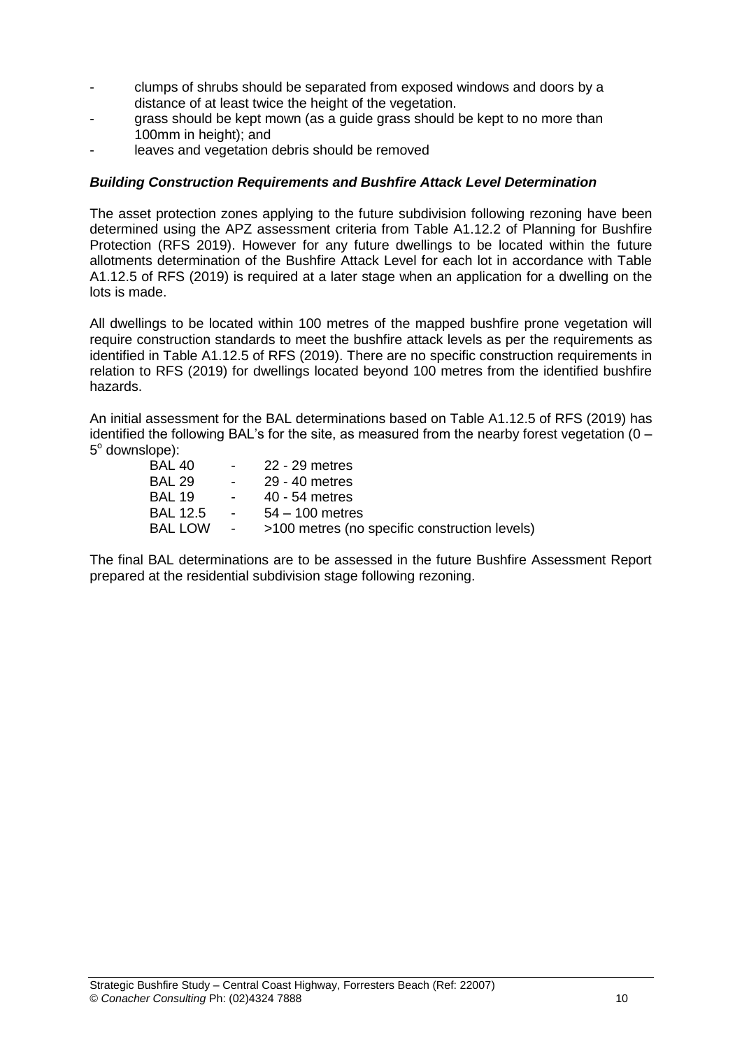- clumps of shrubs should be separated from exposed windows and doors by a distance of at least twice the height of the vegetation.
- grass should be kept mown (as a guide grass should be kept to no more than 100mm in height); and
- leaves and vegetation debris should be removed

### *Building Construction Requirements and Bushfire Attack Level Determination*

The asset protection zones applying to the future subdivision following rezoning have been determined using the APZ assessment criteria from Table A1.12.2 of Planning for Bushfire Protection (RFS 2019). However for any future dwellings to be located within the future allotments determination of the Bushfire Attack Level for each lot in accordance with Table A1.12.5 of RFS (2019) is required at a later stage when an application for a dwelling on the lots is made.

All dwellings to be located within 100 metres of the mapped bushfire prone vegetation will require construction standards to meet the bushfire attack levels as per the requirements as identified in Table A1.12.5 of RFS (2019). There are no specific construction requirements in relation to RFS (2019) for dwellings located beyond 100 metres from the identified bushfire hazards.

An initial assessment for the BAL determinations based on Table A1.12.5 of RFS (2019) has identified the following BAL's for the site, as measured from the nearby forest vegetation (0 – 5$^{o}$ downslope):

| | | |
|---|---|---|
| BAL 40 | - | 22 - 29 metres |
| BAL 29 | - | 29 - 40 metres |
| BAL 19 | - | 40 - 54 metres |
| BAL 12.5 | - | 54 – 100 metres |
| BAL LOW | - | >100 metres (no specific construction levels) |

The final BAL determinations are to be assessed in the future Bushfire Assessment Report prepared at the residential subdivision stage following rezoning.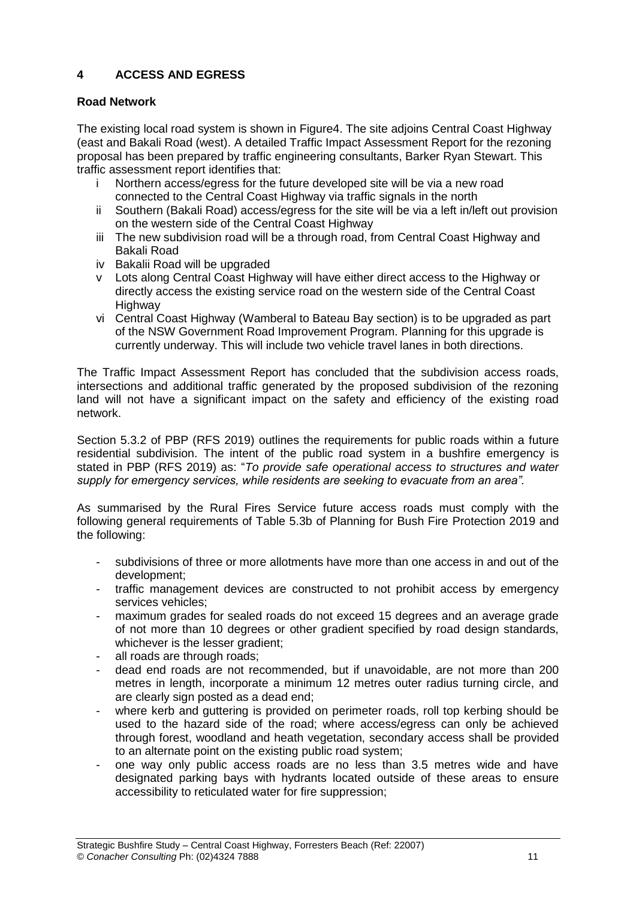## 4 ACCESS AND EGRESS

### Road Network

The existing local road system is shown in Figure4. The site adjoins Central Coast Highway (east and Bakali Road (west). A detailed Traffic Impact Assessment Report for the rezoning proposal has been prepared by traffic engineering consultants, Barker Ryan Stewart. This traffic assessment report identifies that:

- i Northern access/egress for the future developed site will be via a new road connected to the Central Coast Highway via traffic signals in the north
- ii Southern (Bakali Road) access/egress for the site will be via a left in/left out provision on the western side of the Central Coast Highway
- iii The new subdivision road will be a through road, from Central Coast Highway and Bakali Road
- iv Bakalii Road will be upgraded
- v Lots along Central Coast Highway will have either direct access to the Highway or directly access the existing service road on the western side of the Central Coast Highway
- vi Central Coast Highway (Wamberal to Bateau Bay section) is to be upgraded as part of the NSW Government Road Improvement Program. Planning for this upgrade is currently underway. This will include two vehicle travel lanes in both directions.

The Traffic Impact Assessment Report has concluded that the subdivision access roads, intersections and additional traffic generated by the proposed subdivision of the rezoning land will not have a significant impact on the safety and efficiency of the existing road network.

Section 5.3.2 of PBP (RFS 2019) outlines the requirements for public roads within a future residential subdivision. The intent of the public road system in a bushfire emergency is stated in PBP (RFS 2019) as: "*To provide safe operational access to structures and water supply for emergency services, while residents are seeking to evacuate from an area".*

As summarised by the Rural Fires Service future access roads must comply with the following general requirements of Table 5.3b of Planning for Bush Fire Protection 2019 and the following:

- subdivisions of three or more allotments have more than one access in and out of the development;
- traffic management devices are constructed to not prohibit access by emergency services vehicles;
- maximum grades for sealed roads do not exceed 15 degrees and an average grade of not more than 10 degrees or other gradient specified by road design standards, whichever is the lesser gradient;
- all roads are through roads;
- dead end roads are not recommended, but if unavoidable, are not more than 200 metres in length, incorporate a minimum 12 metres outer radius turning circle, and are clearly sign posted as a dead end;
- where kerb and guttering is provided on perimeter roads, roll top kerbing should be used to the hazard side of the road; where access/egress can only be achieved through forest, woodland and heath vegetation, secondary access shall be provided to an alternate point on the existing public road system;
- one way only public access roads are no less than 3.5 metres wide and have designated parking bays with hydrants located outside of these areas to ensure accessibility to reticulated water for fire suppression;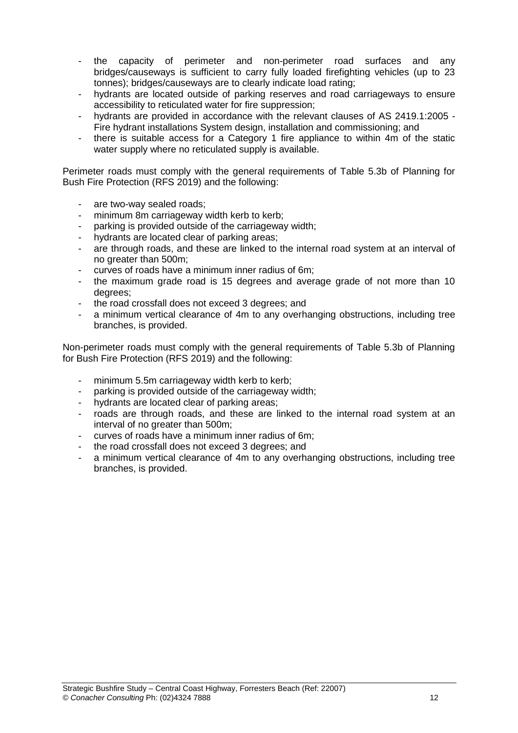- the capacity of perimeter and non-perimeter road surfaces and any bridges/causeways is sufficient to carry fully loaded firefighting vehicles (up to 23 tonnes); bridges/causeways are to clearly indicate load rating;
- hydrants are located outside of parking reserves and road carriageways to ensure accessibility to reticulated water for fire suppression;
- hydrants are provided in accordance with the relevant clauses of AS 2419.1:2005 - Fire hydrant installations System design, installation and commissioning; and
- there is suitable access for a Category 1 fire appliance to within 4m of the static water supply where no reticulated supply is available.

Perimeter roads must comply with the general requirements of Table 5.3b of Planning for Bush Fire Protection (RFS 2019) and the following:

- are two-way sealed roads;
- minimum 8m carriageway width kerb to kerb;
- parking is provided outside of the carriageway width;
- hydrants are located clear of parking areas;
- are through roads, and these are linked to the internal road system at an interval of no greater than 500m;
- curves of roads have a minimum inner radius of 6m;
- the maximum grade road is 15 degrees and average grade of not more than 10 degrees;
- the road crossfall does not exceed 3 degrees; and
- a minimum vertical clearance of 4m to any overhanging obstructions, including tree branches, is provided.

Non-perimeter roads must comply with the general requirements of Table 5.3b of Planning for Bush Fire Protection (RFS 2019) and the following:

- minimum 5.5m carriageway width kerb to kerb;
- parking is provided outside of the carriageway width;
- hydrants are located clear of parking areas;
- roads are through roads, and these are linked to the internal road system at an interval of no greater than 500m;
- curves of roads have a minimum inner radius of 6m;
- the road crossfall does not exceed 3 degrees; and
- a minimum vertical clearance of 4m to any overhanging obstructions, including tree branches, is provided.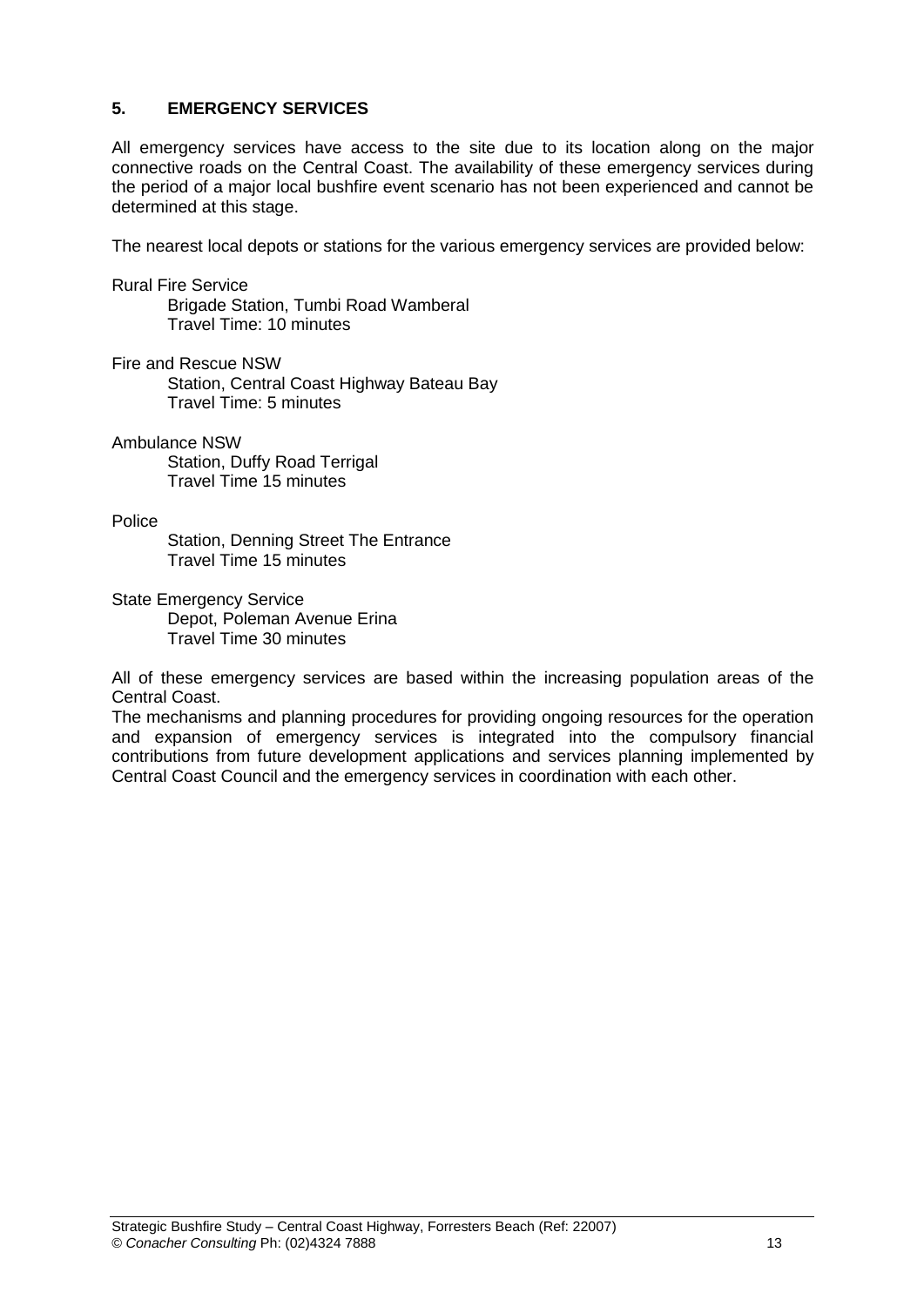## 5. EMERGENCY SERVICES

All emergency services have access to the site due to its location along on the major connective roads on the Central Coast. The availability of these emergency services during the period of a major local bushfire event scenario has not been experienced and cannot be determined at this stage.

The nearest local depots or stations for the various emergency services are provided below:

Rural Fire Service
- Brigade Station, Tumbi Road Wamberal
- Travel Time: 10 minutes

Fire and Rescue NSW
- Station, Central Coast Highway Bateau Bay
- Travel Time: 5 minutes

Ambulance NSW
- Station, Duffy Road Terrigal
- Travel Time 15 minutes

Police
- Station, Denning Street The Entrance
- Travel Time 15 minutes

State Emergency Service
- Depot, Poleman Avenue Erina
- Travel Time 30 minutes

All of these emergency services are based within the increasing population areas of the Central Coast.

The mechanisms and planning procedures for providing ongoing resources for the operation and expansion of emergency services is integrated into the compulsory financial contributions from future development applications and services planning implemented by Central Coast Council and the emergency services in coordination with each other.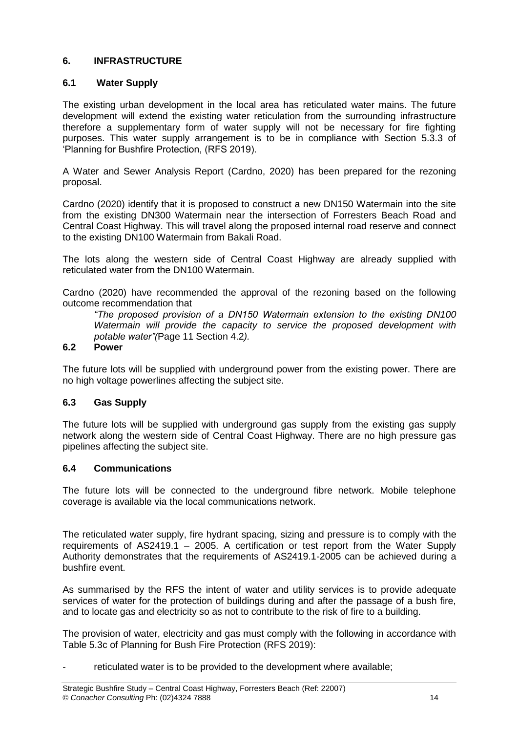## 6. INFRASTRUCTURE

### 6.1 Water Supply

The existing urban development in the local area has reticulated water mains. The future development will extend the existing water reticulation from the surrounding infrastructure therefore a supplementary form of water supply will not be necessary for fire fighting purposes. This water supply arrangement is to be in compliance with Section 5.3.3 of 'Planning for Bushfire Protection, (RFS 2019).

A Water and Sewer Analysis Report (Cardno, 2020) has been prepared for the rezoning proposal.

Cardno (2020) identify that it is proposed to construct a new DN150 Watermain into the site from the existing DN300 Watermain near the intersection of Forresters Beach Road and Central Coast Highway. This will travel along the proposed internal road reserve and connect to the existing DN100 Watermain from Bakali Road.

The lots along the western side of Central Coast Highway are already supplied with reticulated water from the DN100 Watermain.

Cardno (2020) have recommended the approval of the rezoning based on the following outcome recommendation that

> *"The proposed provision of a DN150 Watermain extension to the existing DN100 Watermain will provide the capacity to service the proposed development with potable water"(*Page 11 Section 4.2*).*

### 6.2 Power

The future lots will be supplied with underground power from the existing power. There are no high voltage powerlines affecting the subject site.

### 6.3 Gas Supply

The future lots will be supplied with underground gas supply from the existing gas supply network along the western side of Central Coast Highway. There are no high pressure gas pipelines affecting the subject site.

### 6.4 Communications

The future lots will be connected to the underground fibre network. Mobile telephone coverage is available via the local communications network.

The reticulated water supply, fire hydrant spacing, sizing and pressure is to comply with the requirements of AS2419.1 – 2005. A certification or test report from the Water Supply Authority demonstrates that the requirements of AS2419.1-2005 can be achieved during a bushfire event.

As summarised by the RFS the intent of water and utility services is to provide adequate services of water for the protection of buildings during and after the passage of a bush fire, and to locate gas and electricity so as not to contribute to the risk of fire to a building.

The provision of water, electricity and gas must comply with the following in accordance with Table 5.3c of Planning for Bush Fire Protection (RFS 2019):

- reticulated water is to be provided to the development where available;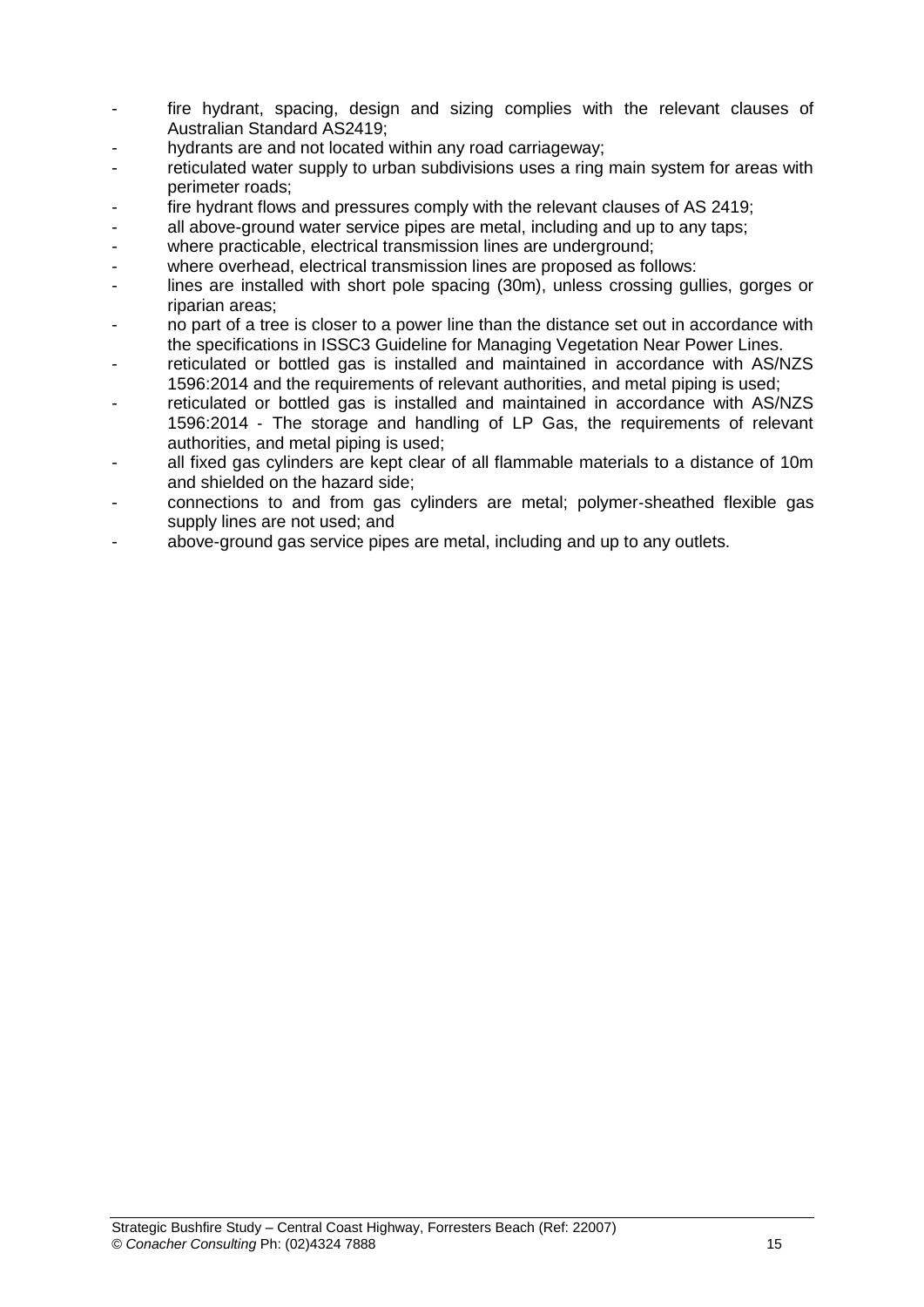- fire hydrant, spacing, design and sizing complies with the relevant clauses of Australian Standard AS2419;
- hydrants are and not located within any road carriageway;
- reticulated water supply to urban subdivisions uses a ring main system for areas with perimeter roads;
- fire hydrant flows and pressures comply with the relevant clauses of AS 2419;
- all above-ground water service pipes are metal, including and up to any taps;
- where practicable, electrical transmission lines are underground;
- where overhead, electrical transmission lines are proposed as follows:
- lines are installed with short pole spacing (30m), unless crossing gullies, gorges or riparian areas;
- no part of a tree is closer to a power line than the distance set out in accordance with the specifications in ISSC3 Guideline for Managing Vegetation Near Power Lines.
- reticulated or bottled gas is installed and maintained in accordance with AS/NZS 1596:2014 and the requirements of relevant authorities, and metal piping is used;
- reticulated or bottled gas is installed and maintained in accordance with AS/NZS 1596:2014 - The storage and handling of LP Gas, the requirements of relevant authorities, and metal piping is used;
- all fixed gas cylinders are kept clear of all flammable materials to a distance of 10m and shielded on the hazard side;
- connections to and from gas cylinders are metal; polymer-sheathed flexible gas supply lines are not used; and
- above-ground gas service pipes are metal, including and up to any outlets.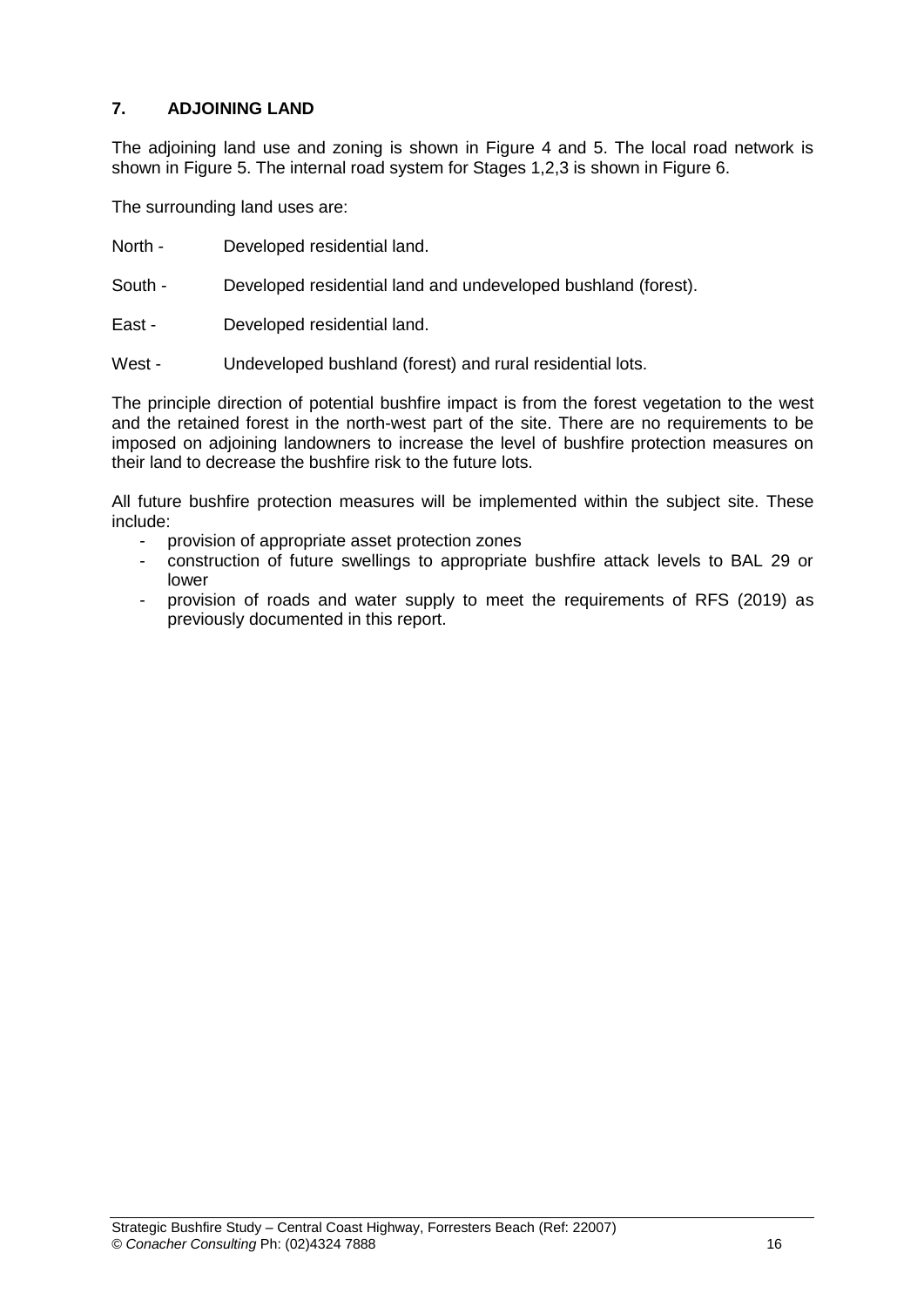## 7. ADJOINING LAND

The adjoining land use and zoning is shown in Figure 4 and 5. The local road network is shown in Figure 5. The internal road system for Stages 1,2,3 is shown in Figure 6.

The surrounding land uses are:

North - Developed residential land.

South - Developed residential land and undeveloped bushland (forest).

East - Developed residential land.

West - Undeveloped bushland (forest) and rural residential lots.

The principle direction of potential bushfire impact is from the forest vegetation to the west and the retained forest in the north-west part of the site. There are no requirements to be imposed on adjoining landowners to increase the level of bushfire protection measures on their land to decrease the bushfire risk to the future lots.

All future bushfire protection measures will be implemented within the subject site. These include:

- provision of appropriate asset protection zones
- construction of future swellings to appropriate bushfire attack levels to BAL 29 or lower
- provision of roads and water supply to meet the requirements of RFS (2019) as previously documented in this report.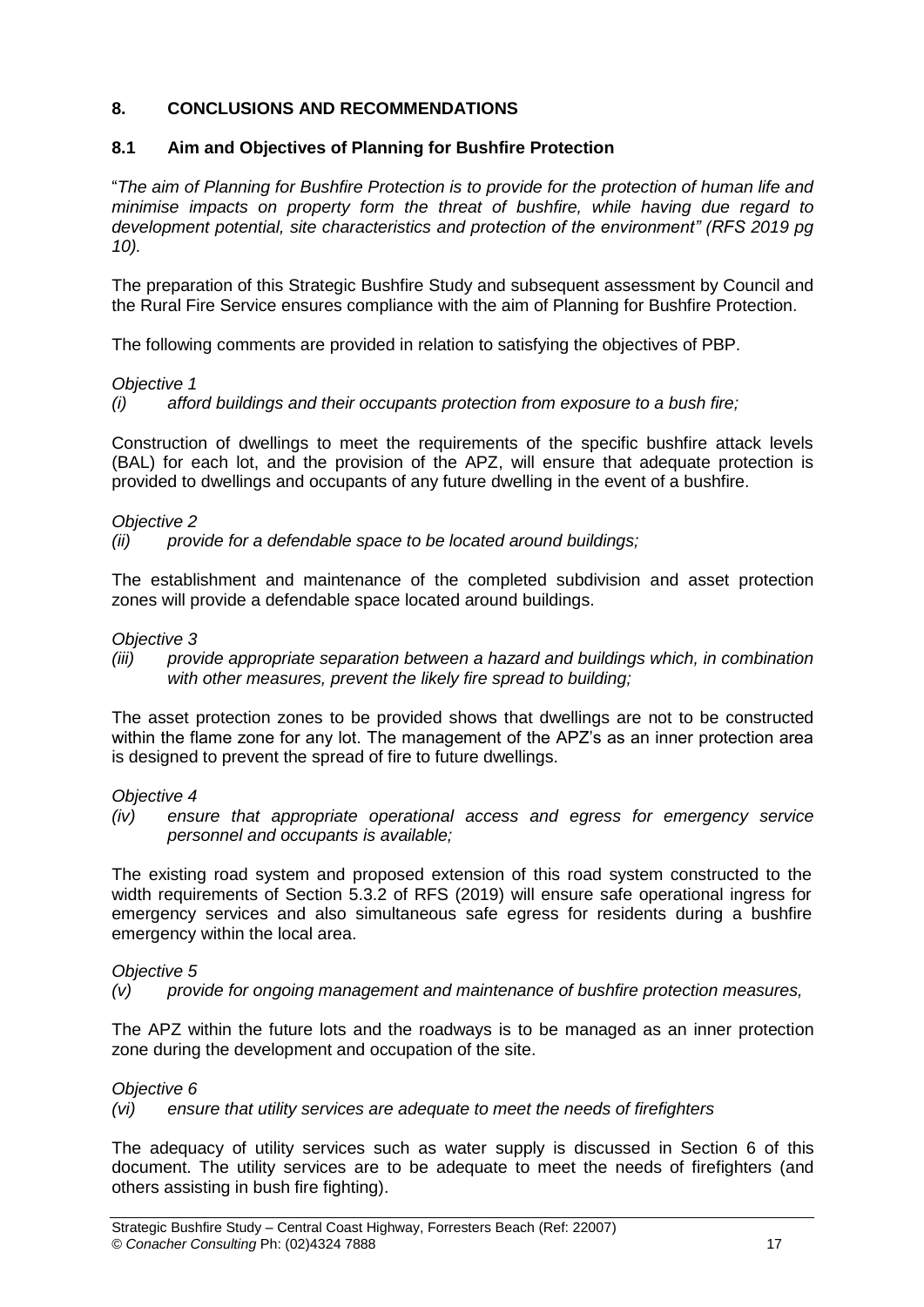## 8. CONCLUSIONS AND RECOMMENDATIONS

### 8.1 Aim and Objectives of Planning for Bushfire Protection

"*The aim of Planning for Bushfire Protection is to provide for the protection of human life and minimise impacts on property form the threat of bushfire, while having due regard to development potential, site characteristics and protection of the environment" (RFS 2019 pg 10).*

The preparation of this Strategic Bushfire Study and subsequent assessment by Council and the Rural Fire Service ensures compliance with the aim of Planning for Bushfire Protection.

The following comments are provided in relation to satisfying the objectives of PBP.

*Objective 1*

*(i) afford buildings and their occupants protection from exposure to a bush fire;*

Construction of dwellings to meet the requirements of the specific bushfire attack levels (BAL) for each lot, and the provision of the APZ, will ensure that adequate protection is provided to dwellings and occupants of any future dwelling in the event of a bushfire.

*Objective 2*

*(ii) provide for a defendable space to be located around buildings;*

The establishment and maintenance of the completed subdivision and asset protection zones will provide a defendable space located around buildings.

*Objective 3*

*(iii) provide appropriate separation between a hazard and buildings which, in combination with other measures, prevent the likely fire spread to building;*

The asset protection zones to be provided shows that dwellings are not to be constructed within the flame zone for any lot. The management of the APZ's as an inner protection area is designed to prevent the spread of fire to future dwellings.

*Objective 4*

*(iv) ensure that appropriate operational access and egress for emergency service personnel and occupants is available;*

The existing road system and proposed extension of this road system constructed to the width requirements of Section 5.3.2 of RFS (2019) will ensure safe operational ingress for emergency services and also simultaneous safe egress for residents during a bushfire emergency within the local area.

*Objective 5*

*(v) provide for ongoing management and maintenance of bushfire protection measures,*

The APZ within the future lots and the roadways is to be managed as an inner protection zone during the development and occupation of the site.

*Objective 6*

*(vi) ensure that utility services are adequate to meet the needs of firefighters*

The adequacy of utility services such as water supply is discussed in Section 6 of this document. The utility services are to be adequate to meet the needs of firefighters (and others assisting in bush fire fighting).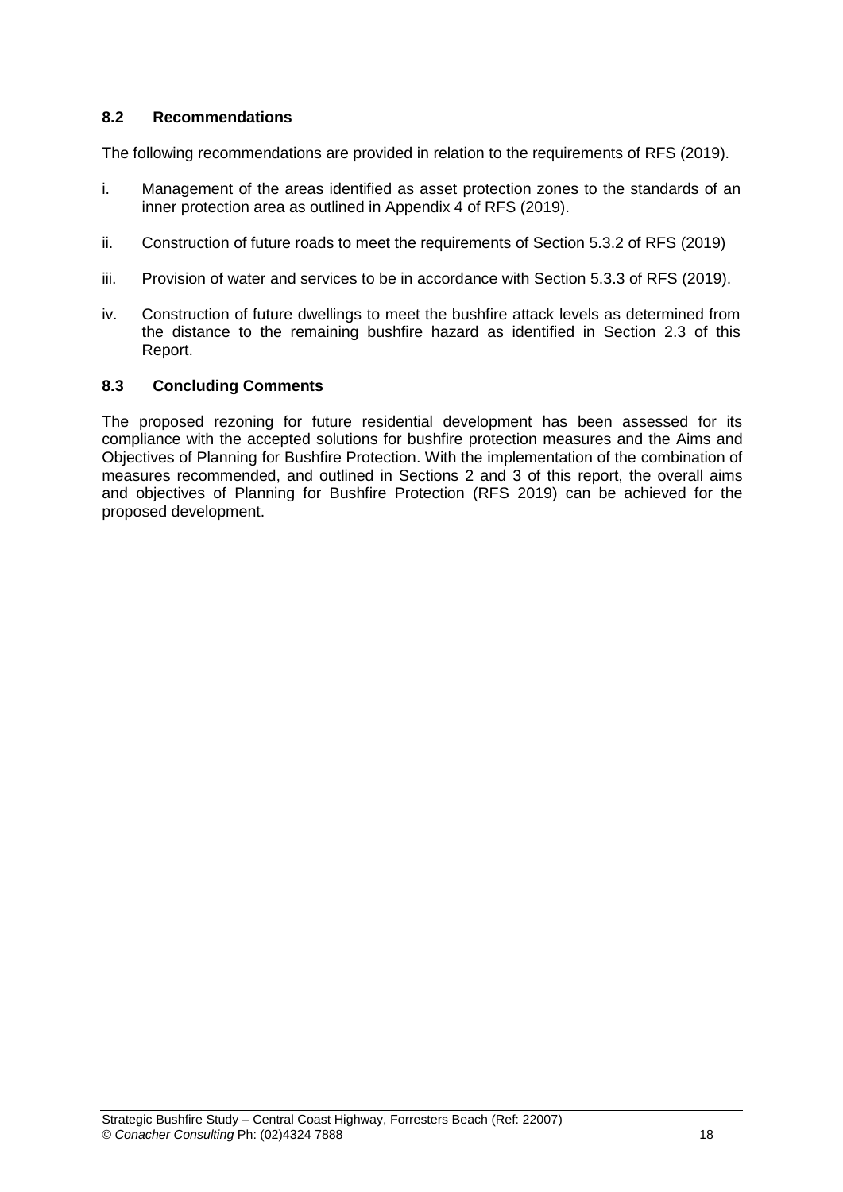### 8.2 Recommendations

The following recommendations are provided in relation to the requirements of RFS (2019).

i. Management of the areas identified as asset protection zones to the standards of an inner protection area as outlined in Appendix 4 of RFS (2019).

ii. Construction of future roads to meet the requirements of Section 5.3.2 of RFS (2019)

iii. Provision of water and services to be in accordance with Section 5.3.3 of RFS (2019).

iv. Construction of future dwellings to meet the bushfire attack levels as determined from the distance to the remaining bushfire hazard as identified in Section 2.3 of this Report.

### 8.3 Concluding Comments

The proposed rezoning for future residential development has been assessed for its compliance with the accepted solutions for bushfire protection measures and the Aims and Objectives of Planning for Bushfire Protection. With the implementation of the combination of measures recommended, and outlined in Sections 2 and 3 of this report, the overall aims and objectives of Planning for Bushfire Protection (RFS 2019) can be achieved for the proposed development.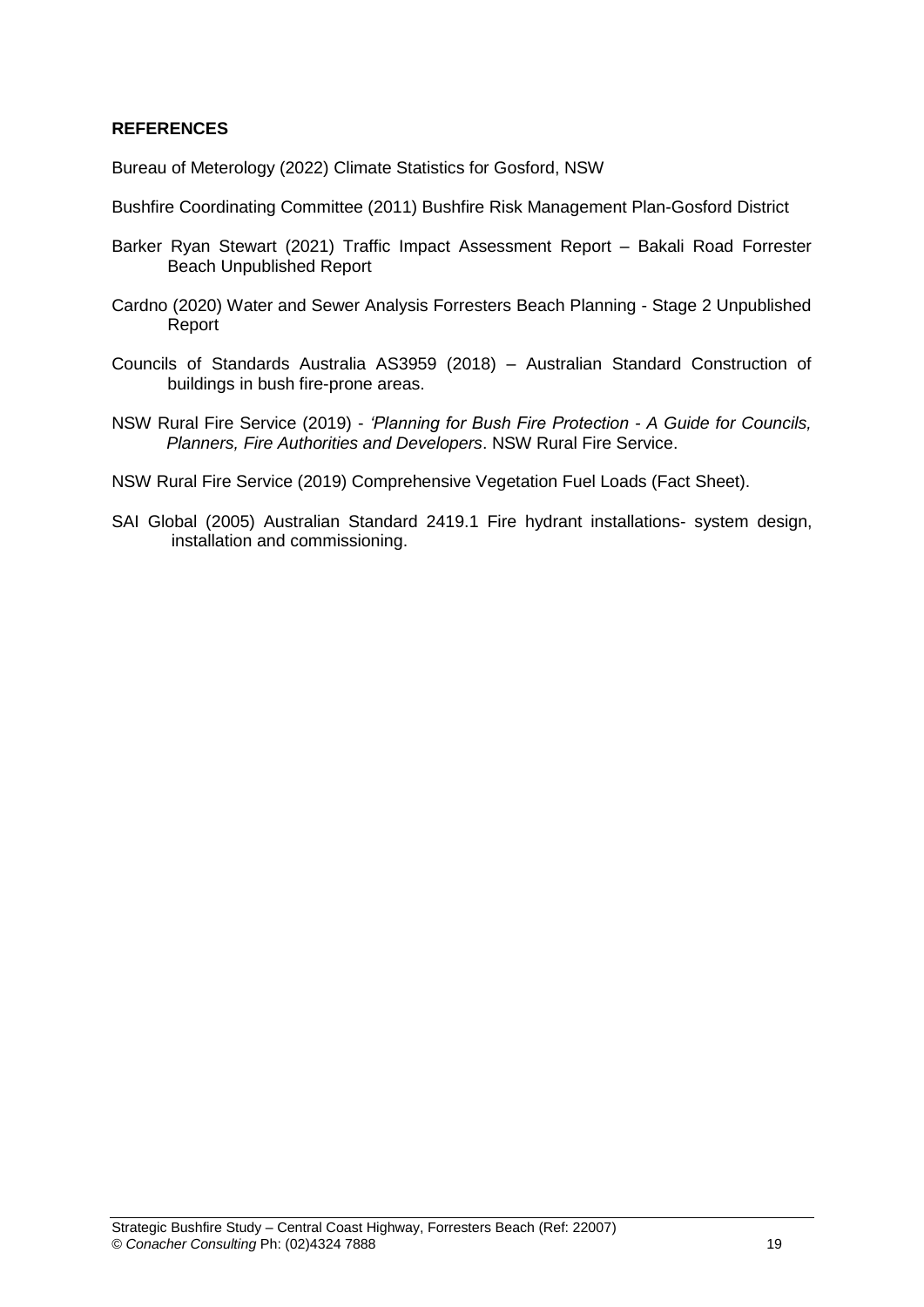## REFERENCES

Bureau of Meterology (2022) Climate Statistics for Gosford, NSW

Bushfire Coordinating Committee (2011) Bushfire Risk Management Plan-Gosford District

Barker Ryan Stewart (2021) Traffic Impact Assessment Report – Bakali Road Forrester Beach Unpublished Report

Cardno (2020) Water and Sewer Analysis Forresters Beach Planning - Stage 2 Unpublished Report

Councils of Standards Australia AS3959 (2018) – Australian Standard Construction of buildings in bush fire-prone areas.

NSW Rural Fire Service (2019) - *'Planning for Bush Fire Protection - A Guide for Councils, Planners, Fire Authorities and Developers*. NSW Rural Fire Service.

NSW Rural Fire Service (2019) Comprehensive Vegetation Fuel Loads (Fact Sheet).

SAI Global (2005) Australian Standard 2419.1 Fire hydrant installations- system design, installation and commissioning.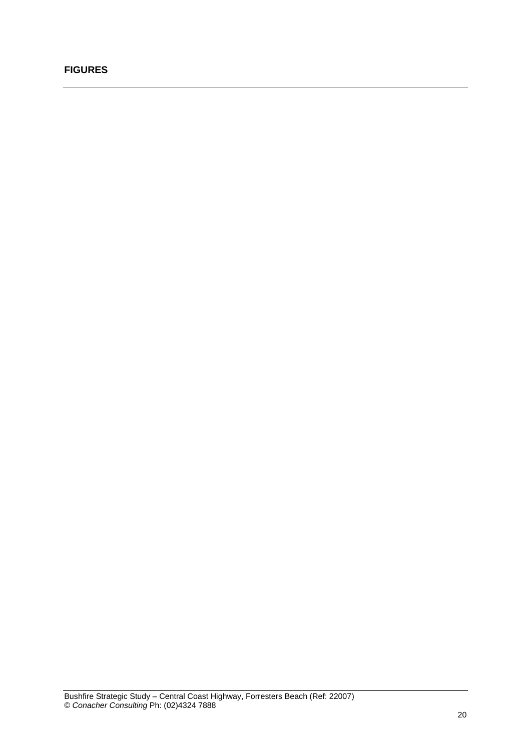**FIGURES**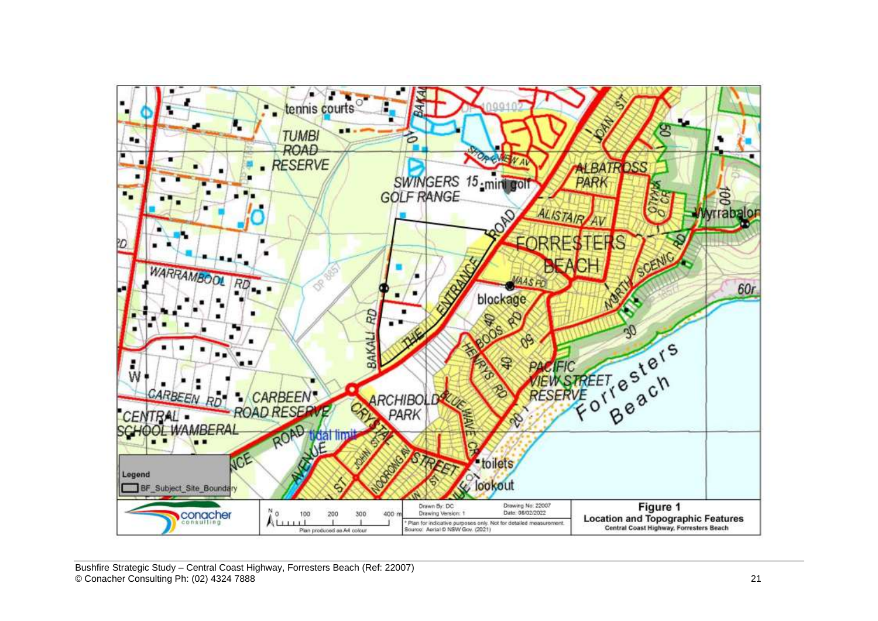Figure 1

Location and Topographic Features

Central Coast Highway, Forresters Beach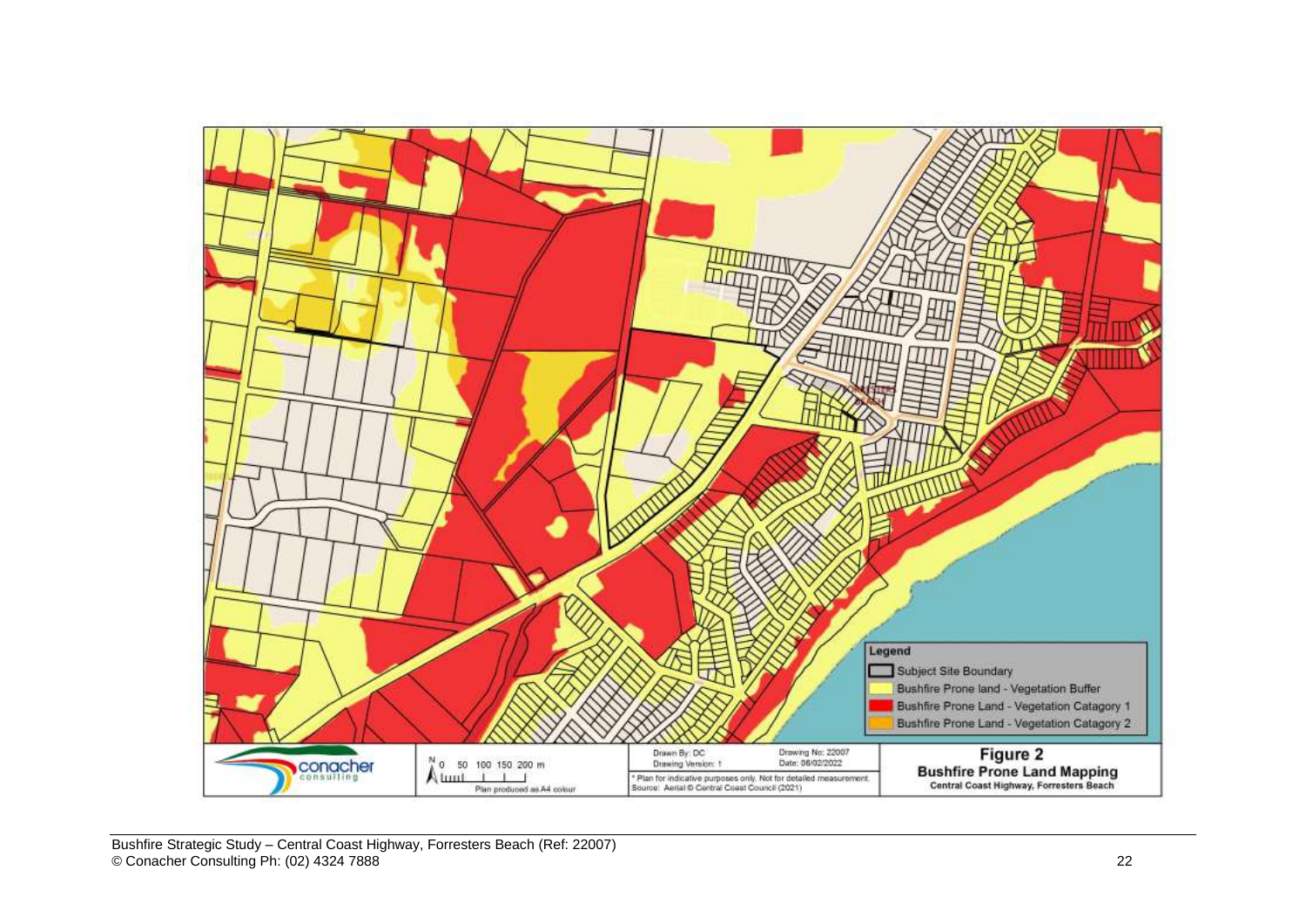**Legend**

- Subject Site Boundary
- Bushfire Prone land - Vegetation Buffer
- Bushfire Prone Land - Vegetation Catagory 1
- Bushfire Prone Land - Vegetation Catagory 2

N 0 50 100 150 200 m

Plan produced as A4 colour

Drawn By: DC
Drawing Version: 1

Drawing No: 22007
Date: 08/02/2022

* Plan for indicative purposes only. Not for detailed measurement.
Source: Aerial © Central Coast Council (2021)

**Figure 2**
**Bushfire Prone Land Mapping**
**Central Coast Highway, Forresters Beach**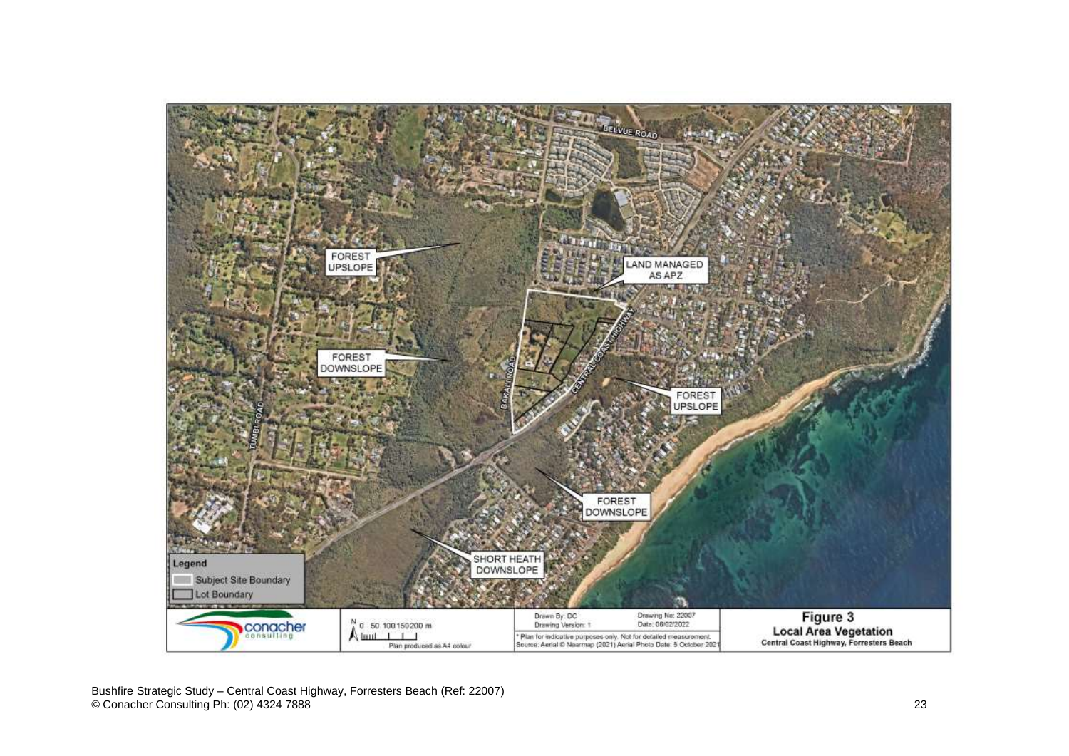FOREST UPSLOPE

LAND MANAGED AS APZ

FOREST DOWNSLOPE

FOREST UPSLOPE

FOREST DOWNSLOPE

SHORT HEATH DOWNSLOPE

BELVUE ROAD

BAKALI ROAD

CENTRAL COAST HIGHWAY

TUMBI ROAD

**Legend**

- Subject Site Boundary
- Lot Boundary

0 50 100 150 200 m

Plan produced as A4 colour

Drawn By: DC
Drawing Version: 1
Drawing No: 22007
Date: 06/02/2022

* Plan for indicative purposes only. Not for detailed measurement.
Source: Aerial © Nearmap (2021) Aerial Photo Date: 5 October 2021

**Figure 3**
**Local Area Vegetation**
**Central Coast Highway, Forresters Beach**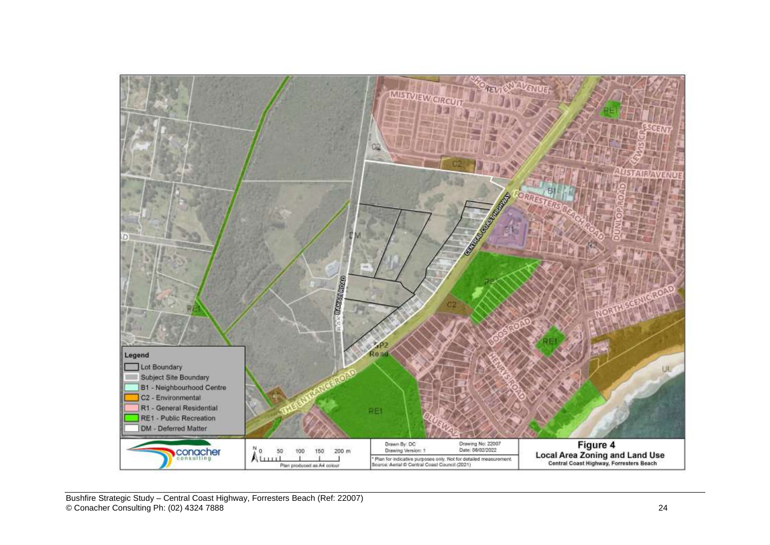**Figure 4**
**Local Area Zoning and Land Use**
**Central Coast Highway, Forresters Beach**

Legend

- Lot Boundary
- Subject Site Boundary
- B1 - Neighbourhood Centre
- C2 - Environmental
- R1 - General Residential
- RE1 - Public Recreation
- DM - Deferred Matter

Drawn By: DC
Drawing Version: 1
Drawing No: 22007
Date: 08/02/2022

Plan produced as A4 colour

* Plan for indicative purposes only. Not for detailed measurement.
Source: Aerial © Central Coast Council (2021)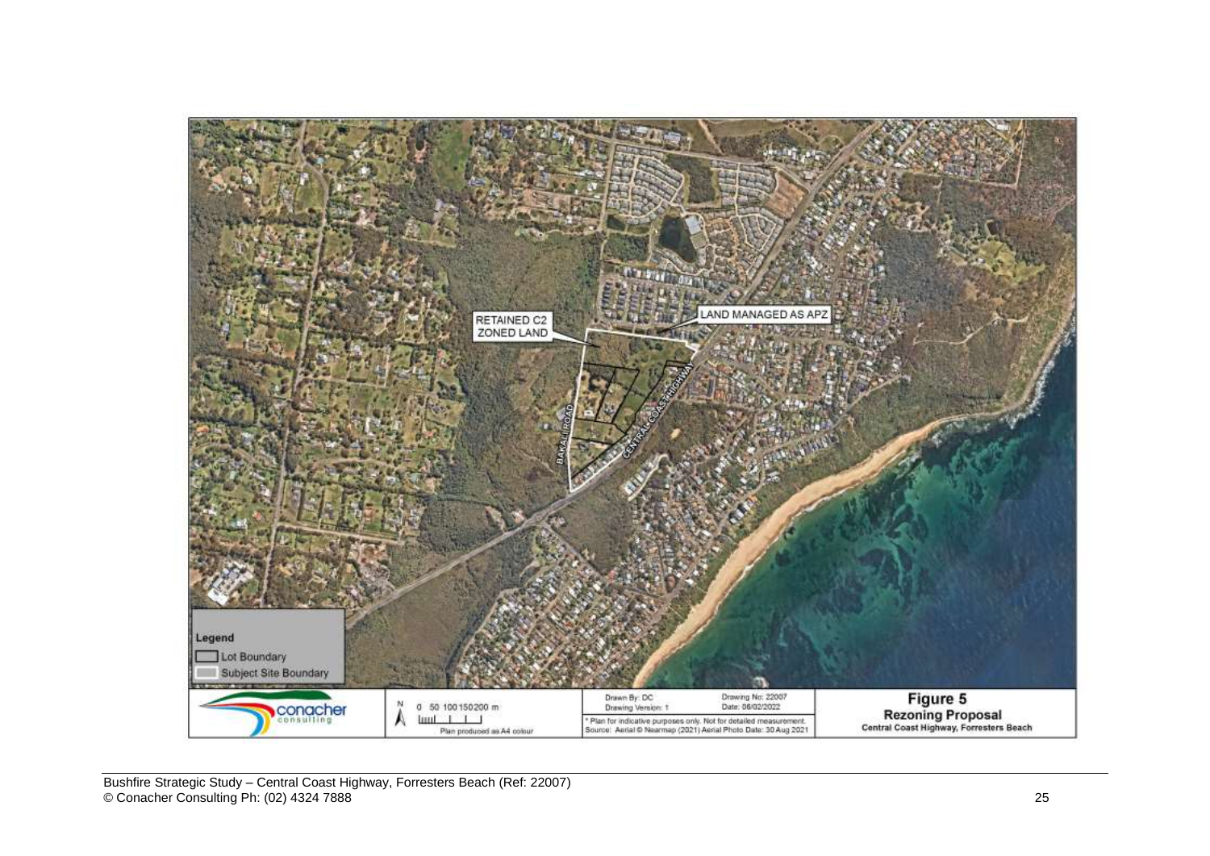RETAINED C2 ZONED LAND

LAND MANAGED AS APZ

BAKALI ROAD

CENTRAL COAST HIGHWAY

**Legend**

- Lot Boundary
- Subject Site Boundary

conacher consulting

N

0 50 100 150 200 m

Plan produced as A4 colour

Drawn By: DC
Drawing Version: 1

Drawing No: 22007
Date: 08/02/2022

* Plan for indicative purposes only. Not for detailed measurement.
Source: Aerial © Nearmap (2021) Aerial Photo Date: 30 Aug 2021

**Figure 5**
**Rezoning Proposal**
**Central Coast Highway, Forresters Beach**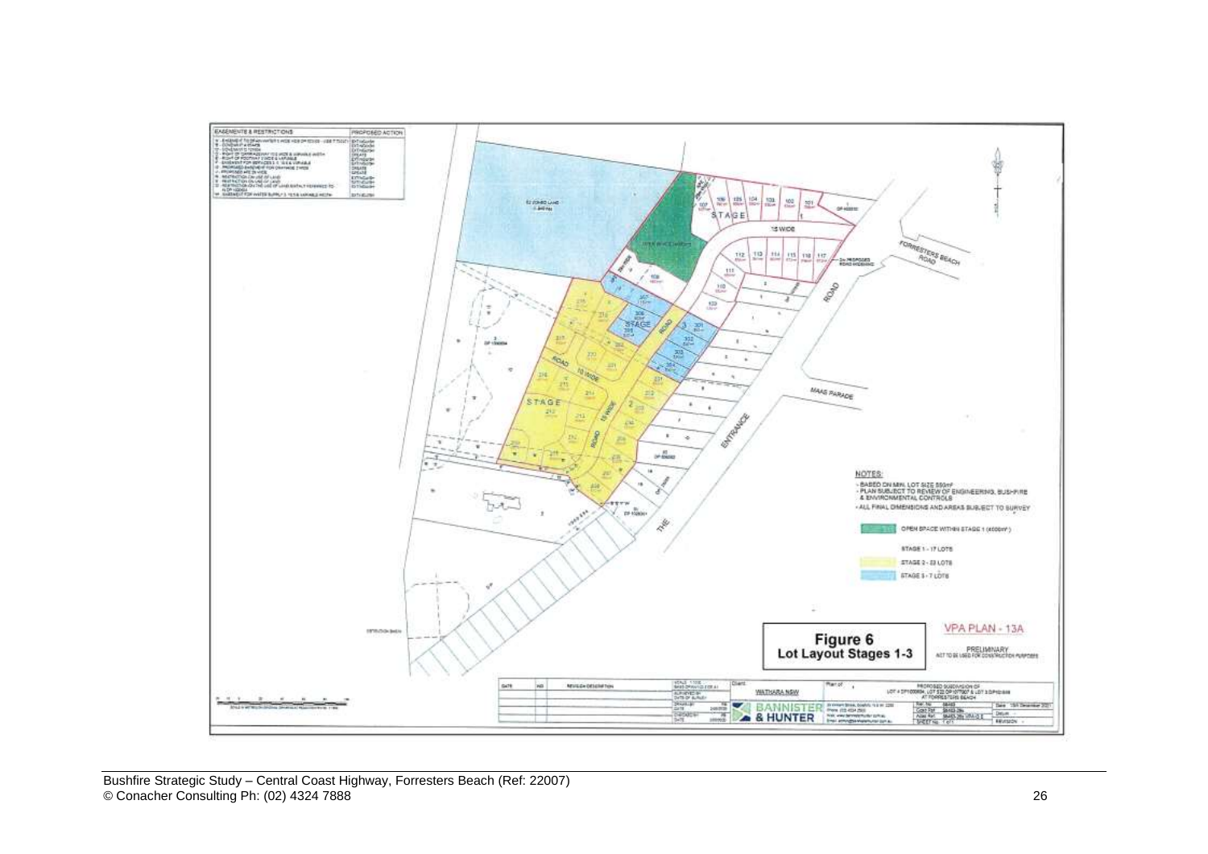EASEMENTS & RESTRICTIONS

PROPOSED ACTION

NOTES:
- BASED ON MIN. LOT SIZE 550m²
- PLAN SUBJECT TO REVIEW OF ENGINEERING, BUSHFIRE & ENVIRONMENTAL CONTROLS
- ALL FINAL DIMENSIONS AND AREAS SUBJECT TO SURVEY

OPEN SPACE WITHIN STAGE 1 (4000m²)

STAGE 1 - 17 LOTS

STAGE 2 - 23 LOTS

STAGE 3 - 7 LOTS

VPA PLAN - 13A

PRELIMINARY
NOT TO BE USED FOR CONSTRUCTION PURPOSES

**Figure 6**
**Lot Layout Stages 1-3**

FORRESTERS BEACH ROAD

MAAS PARADE

THE ENTRANCE ROAD

WATHARA NSW

BANNISTER & HUNTER

PROPOSED SUBDIVISION OF LOT 4 DP1000934, LOT 522 DP1077007 & LOT 3 DP101816 AT FORRESTERS BEACH